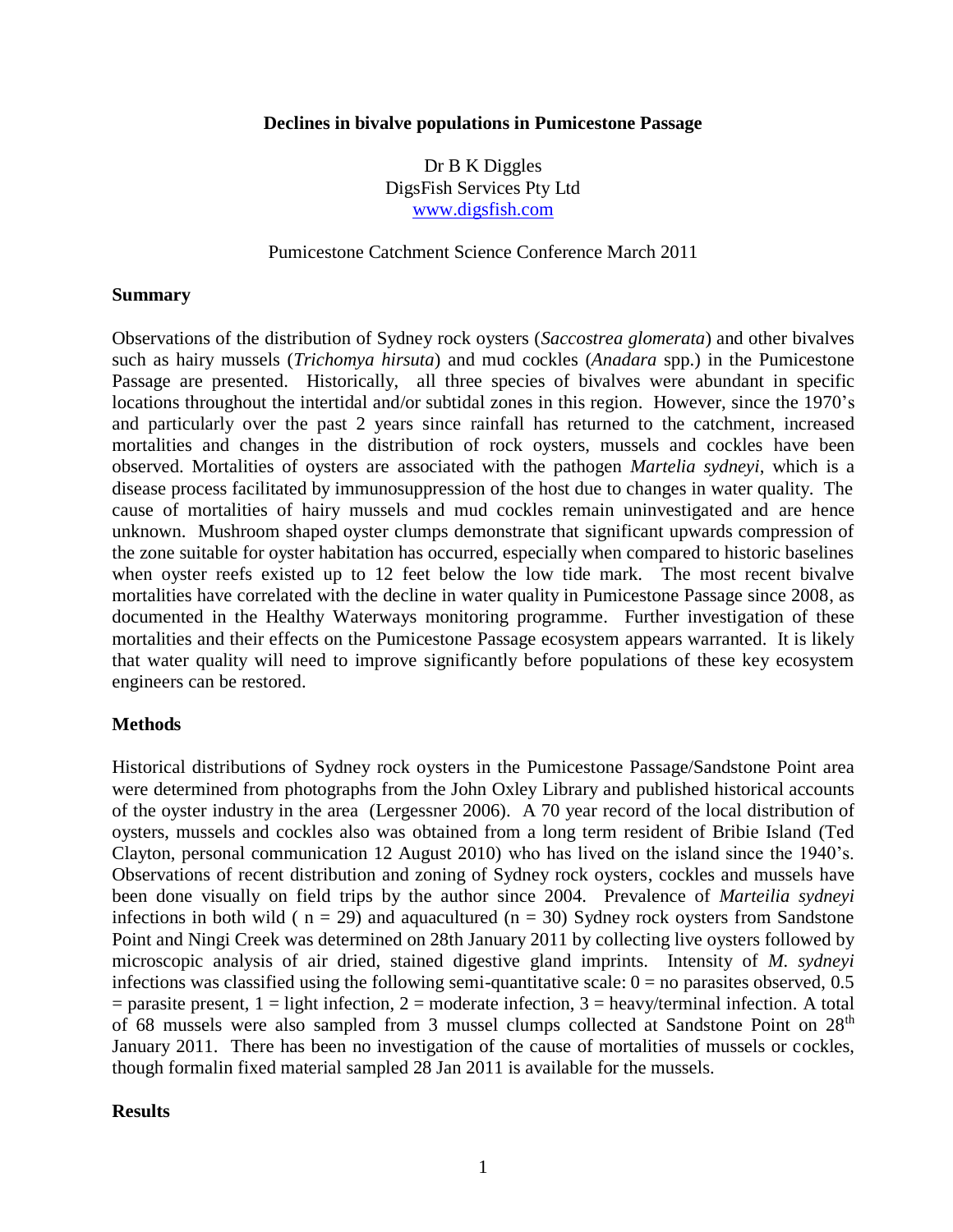# Declines in bivalve populations in Pumicestone Passage

Dr B K Diggles
DigsFish Services Pty Ltd
www.digsfish.com

Pumicestone Catchment Science Conference March 2011

## Summary

Observations of the distribution of Sydney rock oysters (*Saccostrea glomerata*) and other bivalves such as hairy mussels (*Trichomya hirsuta*) and mud cockles (*Anadara* spp.) in the Pumicestone Passage are presented. Historically, all three species of bivalves were abundant in specific locations throughout the intertidal and/or subtidal zones in this region. However, since the 1970's and particularly over the past 2 years since rainfall has returned to the catchment, increased mortalities and changes in the distribution of rock oysters, mussels and cockles have been observed. Mortalities of oysters are associated with the pathogen *Martelia sydneyi*, which is a disease process facilitated by immunosuppression of the host due to changes in water quality. The cause of mortalities of hairy mussels and mud cockles remain uninvestigated and are hence unknown. Mushroom shaped oyster clumps demonstrate that significant upwards compression of the zone suitable for oyster habitation has occurred, especially when compared to historic baselines when oyster reefs existed up to 12 feet below the low tide mark. The most recent bivalve mortalities have correlated with the decline in water quality in Pumicestone Passage since 2008, as documented in the Healthy Waterways monitoring programme. Further investigation of these mortalities and their effects on the Pumicestone Passage ecosystem appears warranted. It is likely that water quality will need to improve significantly before populations of these key ecosystem engineers can be restored.

## Methods

Historical distributions of Sydney rock oysters in the Pumicestone Passage/Sandstone Point area were determined from photographs from the John Oxley Library and published historical accounts of the oyster industry in the area (Lergessner 2006). A 70 year record of the local distribution of oysters, mussels and cockles also was obtained from a long term resident of Bribie Island (Ted Clayton, personal communication 12 August 2010) who has lived on the island since the 1940's. Observations of recent distribution and zoning of Sydney rock oysters, cockles and mussels have been done visually on field trips by the author since 2004. Prevalence of *Marteilia sydneyi* infections in both wild ( n = 29) and aquacultured (n = 30) Sydney rock oysters from Sandstone Point and Ningi Creek was determined on 28th January 2011 by collecting live oysters followed by microscopic analysis of air dried, stained digestive gland imprints. Intensity of *M. sydneyi* infections was classified using the following semi-quantitative scale: 0 = no parasites observed, 0.5 = parasite present, 1 = light infection, 2 = moderate infection, 3 = heavy/terminal infection. A total of 68 mussels were also sampled from 3 mussel clumps collected at Sandstone Point on 28th January 2011. There has been no investigation of the cause of mortalities of mussels or cockles, though formalin fixed material sampled 28 Jan 2011 is available for the mussels.

## Results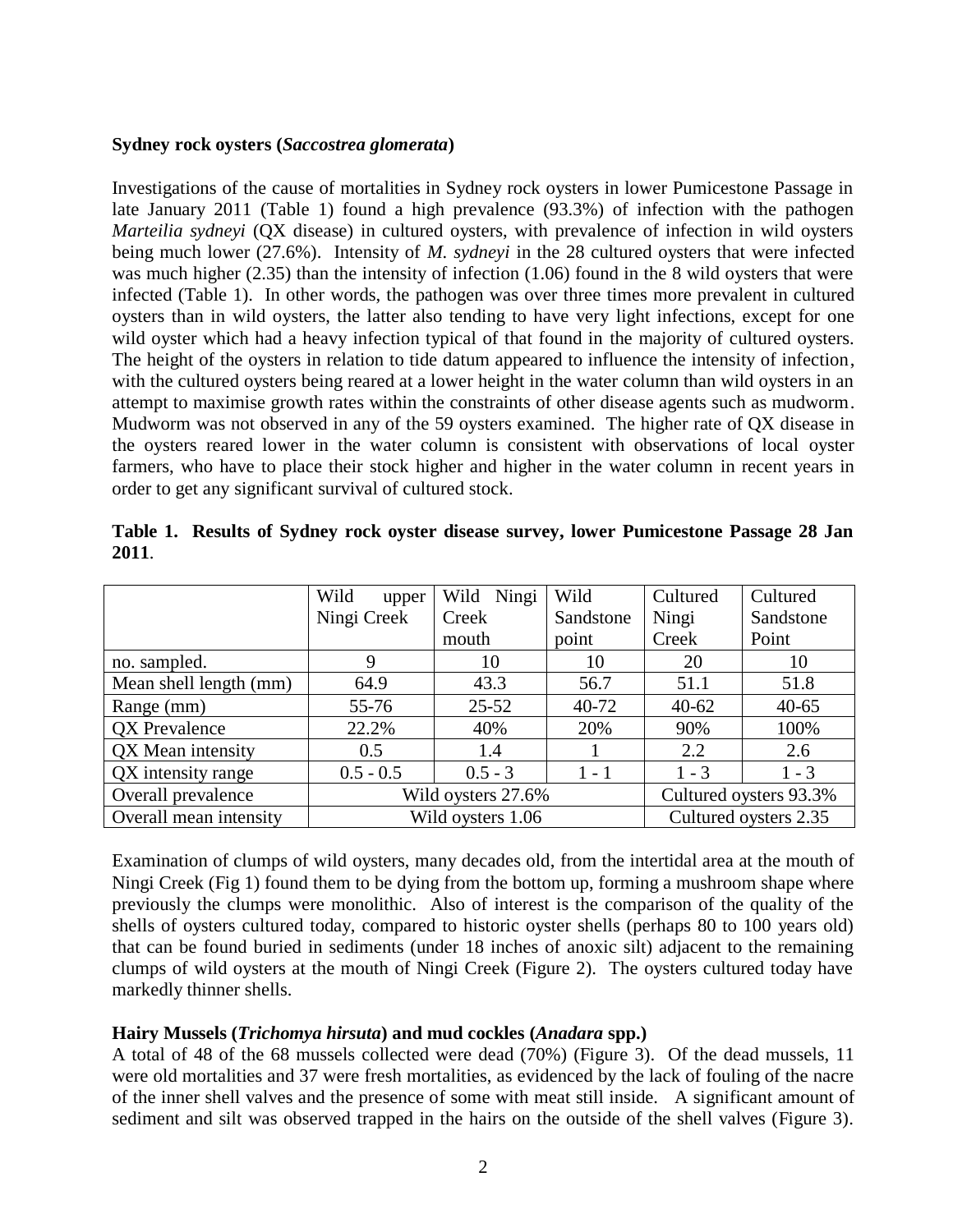**Sydney rock oysters (*Saccostrea glomerata*)**

Investigations of the cause of mortalities in Sydney rock oysters in lower Pumicestone Passage in late January 2011 (Table 1) found a high prevalence (93.3%) of infection with the pathogen *Marteilia sydneyi* (QX disease) in cultured oysters, with prevalence of infection in wild oysters being much lower (27.6%). Intensity of *M. sydneyi* in the 28 cultured oysters that were infected was much higher (2.35) than the intensity of infection (1.06) found in the 8 wild oysters that were infected (Table 1). In other words, the pathogen was over three times more prevalent in cultured oysters than in wild oysters, the latter also tending to have very light infections, except for one wild oyster which had a heavy infection typical of that found in the majority of cultured oysters. The height of the oysters in relation to tide datum appeared to influence the intensity of infection, with the cultured oysters being reared at a lower height in the water column than wild oysters in an attempt to maximise growth rates within the constraints of other disease agents such as mudworm. Mudworm was not observed in any of the 59 oysters examined. The higher rate of QX disease in the oysters reared lower in the water column is consistent with observations of local oyster farmers, who have to place their stock higher and higher in the water column in recent years in order to get any significant survival of cultured stock.

**Table 1. Results of Sydney rock oyster disease survey, lower Pumicestone Passage 28 Jan 2011**.

| | Wild upper Ningi Creek | Wild Ningi Creek mouth | Wild Sandstone point | Cultured Ningi Creek | Cultured Sandstone Point |
|---|---|---|---|---|---|
| no. sampled. | 9 | 10 | 10 | 20 | 10 |
| Mean shell length (mm) | 64.9 | 43.3 | 56.7 | 51.1 | 51.8 |
| Range (mm) | 55-76 | 25-52 | 40-72 | 40-62 | 40-65 |
| QX Prevalence | 22.2% | 40% | 20% | 90% | 100% |
| QX Mean intensity | 0.5 | 1.4 | 1 | 2.2 | 2.6 |
| QX intensity range | 0.5 - 0.5 | 0.5 - 3 | 1 - 1 | 1 - 3 | 1 - 3 |
| Overall prevalence | Wild oysters 27.6% | | | Cultured oysters 93.3% | |
| Overall mean intensity | Wild oysters 1.06 | | | Cultured oysters 2.35 | |

Examination of clumps of wild oysters, many decades old, from the intertidal area at the mouth of Ningi Creek (Fig 1) found them to be dying from the bottom up, forming a mushroom shape where previously the clumps were monolithic. Also of interest is the comparison of the quality of the shells of oysters cultured today, compared to historic oyster shells (perhaps 80 to 100 years old) that can be found buried in sediments (under 18 inches of anoxic silt) adjacent to the remaining clumps of wild oysters at the mouth of Ningi Creek (Figure 2). The oysters cultured today have markedly thinner shells.

**Hairy Mussels (*Trichomya hirsuta*) and mud cockles (*Anadara* spp.)**

A total of 48 of the 68 mussels collected were dead (70%) (Figure 3). Of the dead mussels, 11 were old mortalities and 37 were fresh mortalities, as evidenced by the lack of fouling of the nacre of the inner shell valves and the presence of some with meat still inside. A significant amount of sediment and silt was observed trapped in the hairs on the outside of the shell valves (Figure 3).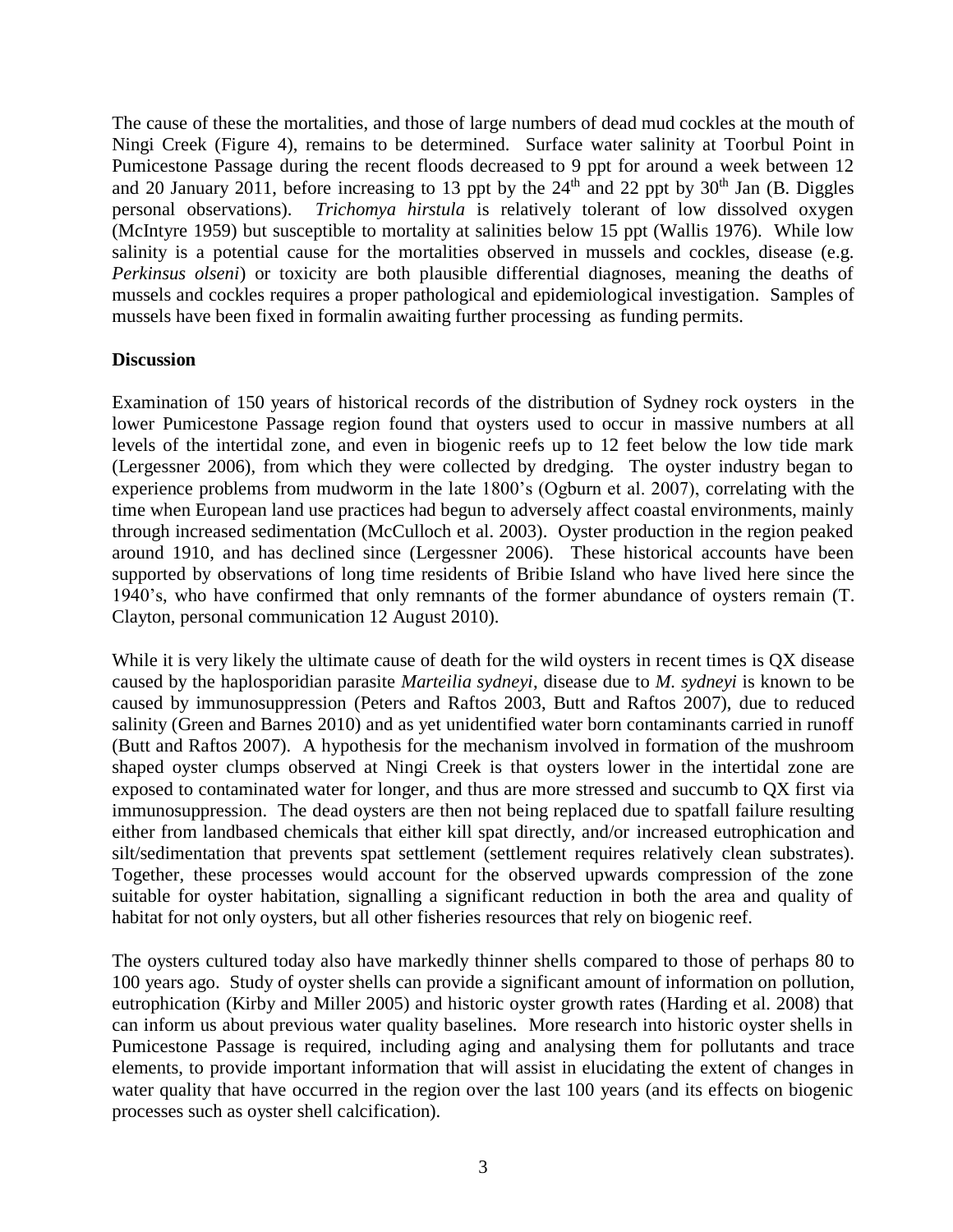The cause of these the mortalities, and those of large numbers of dead mud cockles at the mouth of Ningi Creek (Figure 4), remains to be determined. Surface water salinity at Toorbul Point in Pumicestone Passage during the recent floods decreased to 9 ppt for around a week between 12 and 20 January 2011, before increasing to 13 ppt by the 24$^{th}$ and 22 ppt by 30$^{th}$ Jan (B. Diggles personal observations). *Trichomya hirstula* is relatively tolerant of low dissolved oxygen (McIntyre 1959) but susceptible to mortality at salinities below 15 ppt (Wallis 1976). While low salinity is a potential cause for the mortalities observed in mussels and cockles, disease (e.g. *Perkinsus olseni*) or toxicity are both plausible differential diagnoses, meaning the deaths of mussels and cockles requires a proper pathological and epidemiological investigation. Samples of mussels have been fixed in formalin awaiting further processing as funding permits.

**Discussion**

Examination of 150 years of historical records of the distribution of Sydney rock oysters in the lower Pumicestone Passage region found that oysters used to occur in massive numbers at all levels of the intertidal zone, and even in biogenic reefs up to 12 feet below the low tide mark (Lergessner 2006), from which they were collected by dredging. The oyster industry began to experience problems from mudworm in the late 1800's (Ogburn et al. 2007), correlating with the time when European land use practices had begun to adversely affect coastal environments, mainly through increased sedimentation (McCulloch et al. 2003). Oyster production in the region peaked around 1910, and has declined since (Lergessner 2006). These historical accounts have been supported by observations of long time residents of Bribie Island who have lived here since the 1940's, who have confirmed that only remnants of the former abundance of oysters remain (T. Clayton, personal communication 12 August 2010).

While it is very likely the ultimate cause of death for the wild oysters in recent times is QX disease caused by the haplosporidian parasite *Marteilia sydneyi*, disease due to *M. sydneyi* is known to be caused by immunosuppression (Peters and Raftos 2003, Butt and Raftos 2007), due to reduced salinity (Green and Barnes 2010) and as yet unidentified water born contaminants carried in runoff (Butt and Raftos 2007). A hypothesis for the mechanism involved in formation of the mushroom shaped oyster clumps observed at Ningi Creek is that oysters lower in the intertidal zone are exposed to contaminated water for longer, and thus are more stressed and succumb to QX first via immunosuppression. The dead oysters are then not being replaced due to spatfall failure resulting either from landbased chemicals that either kill spat directly, and/or increased eutrophication and silt/sedimentation that prevents spat settlement (settlement requires relatively clean substrates). Together, these processes would account for the observed upwards compression of the zone suitable for oyster habitation, signalling a significant reduction in both the area and quality of habitat for not only oysters, but all other fisheries resources that rely on biogenic reef.

The oysters cultured today also have markedly thinner shells compared to those of perhaps 80 to 100 years ago. Study of oyster shells can provide a significant amount of information on pollution, eutrophication (Kirby and Miller 2005) and historic oyster growth rates (Harding et al. 2008) that can inform us about previous water quality baselines. More research into historic oyster shells in Pumicestone Passage is required, including aging and analysing them for pollutants and trace elements, to provide important information that will assist in elucidating the extent of changes in water quality that have occurred in the region over the last 100 years (and its effects on biogenic processes such as oyster shell calcification).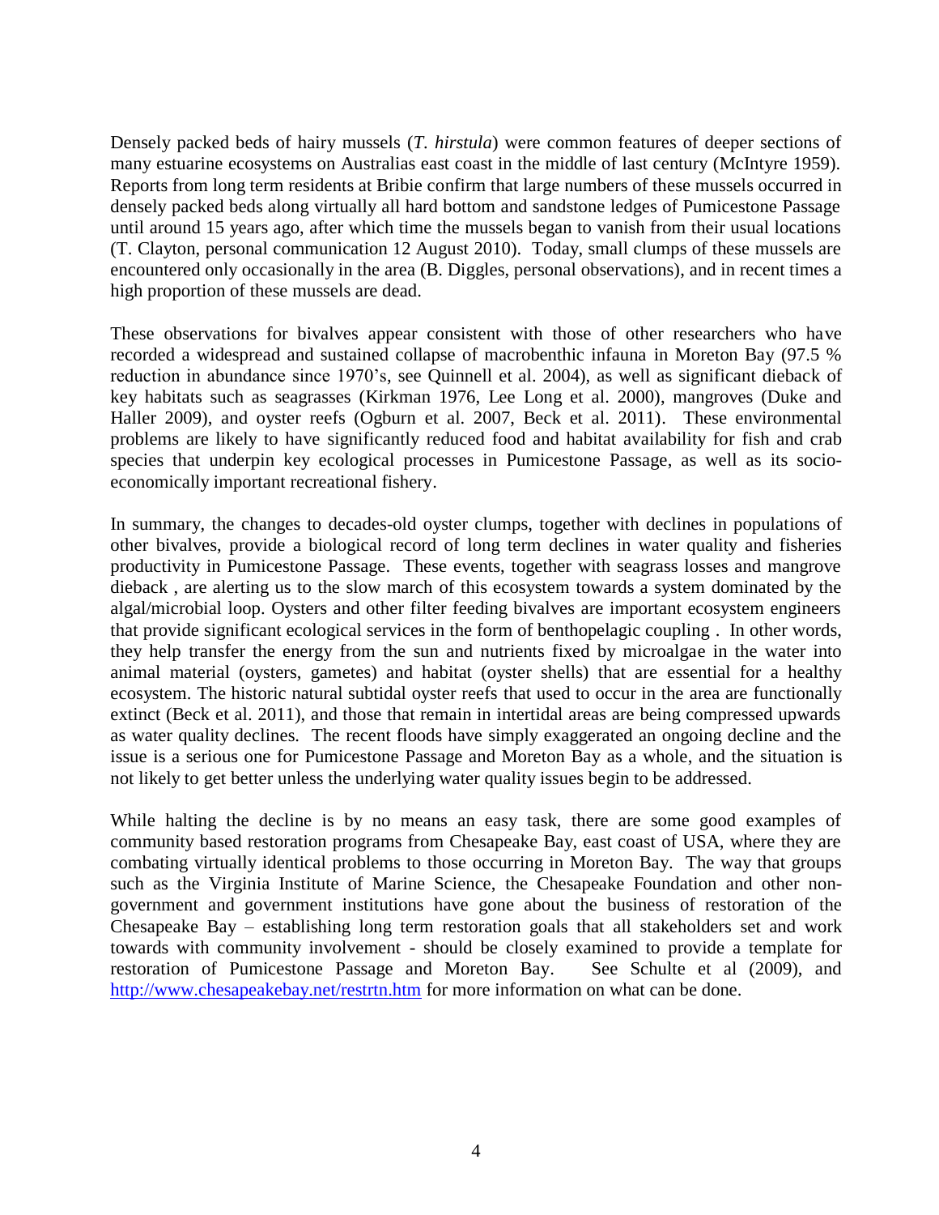Densely packed beds of hairy mussels (*T. hirstula*) were common features of deeper sections of many estuarine ecosystems on Australias east coast in the middle of last century (McIntyre 1959). Reports from long term residents at Bribie confirm that large numbers of these mussels occurred in densely packed beds along virtually all hard bottom and sandstone ledges of Pumicestone Passage until around 15 years ago, after which time the mussels began to vanish from their usual locations (T. Clayton, personal communication 12 August 2010). Today, small clumps of these mussels are encountered only occasionally in the area (B. Diggles, personal observations), and in recent times a high proportion of these mussels are dead.

These observations for bivalves appear consistent with those of other researchers who have recorded a widespread and sustained collapse of macrobenthic infauna in Moreton Bay (97.5 % reduction in abundance since 1970's, see Quinnell et al. 2004), as well as significant dieback of key habitats such as seagrasses (Kirkman 1976, Lee Long et al. 2000), mangroves (Duke and Haller 2009), and oyster reefs (Ogburn et al. 2007, Beck et al. 2011). These environmental problems are likely to have significantly reduced food and habitat availability for fish and crab species that underpin key ecological processes in Pumicestone Passage, as well as its socio-economically important recreational fishery.

In summary, the changes to decades-old oyster clumps, together with declines in populations of other bivalves, provide a biological record of long term declines in water quality and fisheries productivity in Pumicestone Passage. These events, together with seagrass losses and mangrove dieback , are alerting us to the slow march of this ecosystem towards a system dominated by the algal/microbial loop. Oysters and other filter feeding bivalves are important ecosystem engineers that provide significant ecological services in the form of benthopelagic coupling . In other words, they help transfer the energy from the sun and nutrients fixed by microalgae in the water into animal material (oysters, gametes) and habitat (oyster shells) that are essential for a healthy ecosystem. The historic natural subtidal oyster reefs that used to occur in the area are functionally extinct (Beck et al. 2011), and those that remain in intertidal areas are being compressed upwards as water quality declines. The recent floods have simply exaggerated an ongoing decline and the issue is a serious one for Pumicestone Passage and Moreton Bay as a whole, and the situation is not likely to get better unless the underlying water quality issues begin to be addressed.

While halting the decline is by no means an easy task, there are some good examples of community based restoration programs from Chesapeake Bay, east coast of USA, where they are combating virtually identical problems to those occurring in Moreton Bay. The way that groups such as the Virginia Institute of Marine Science, the Chesapeake Foundation and other non-government and government institutions have gone about the business of restoration of the Chesapeake Bay – establishing long term restoration goals that all stakeholders set and work towards with community involvement - should be closely examined to provide a template for restoration of Pumicestone Passage and Moreton Bay. See Schulte et al (2009), and [http://www.chesapeakebay.net/restrtn.htm](http://www.chesapeakebay.net/restrtn.htm) for more information on what can be done.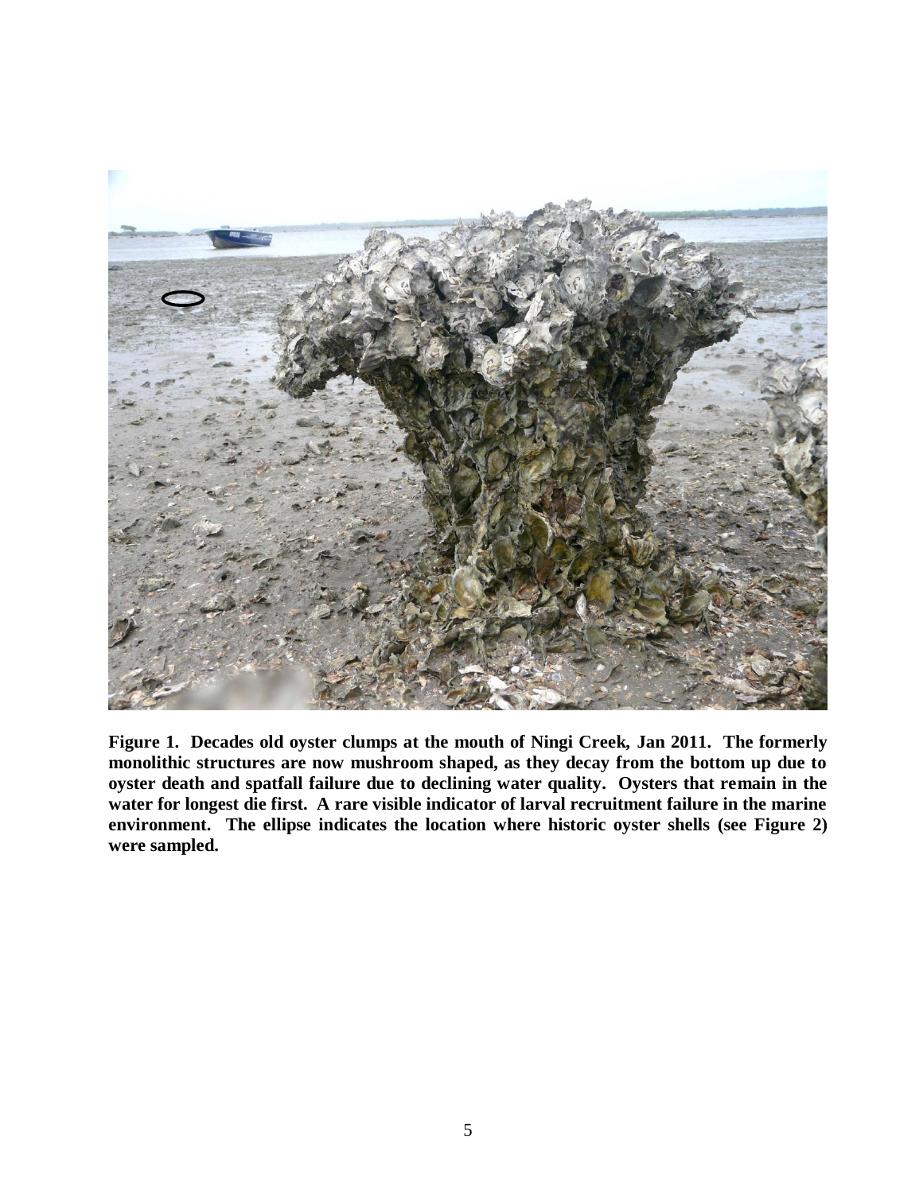**Figure 1. Decades old oyster clumps at the mouth of Ningi Creek, Jan 2011. The formerly monolithic structures are now mushroom shaped, as they decay from the bottom up due to oyster death and spatfall failure due to declining water quality. Oysters that remain in the water for longest die first. A rare visible indicator of larval recruitment failure in the marine environment. The ellipse indicates the location where historic oyster shells (see Figure 2) were sampled.**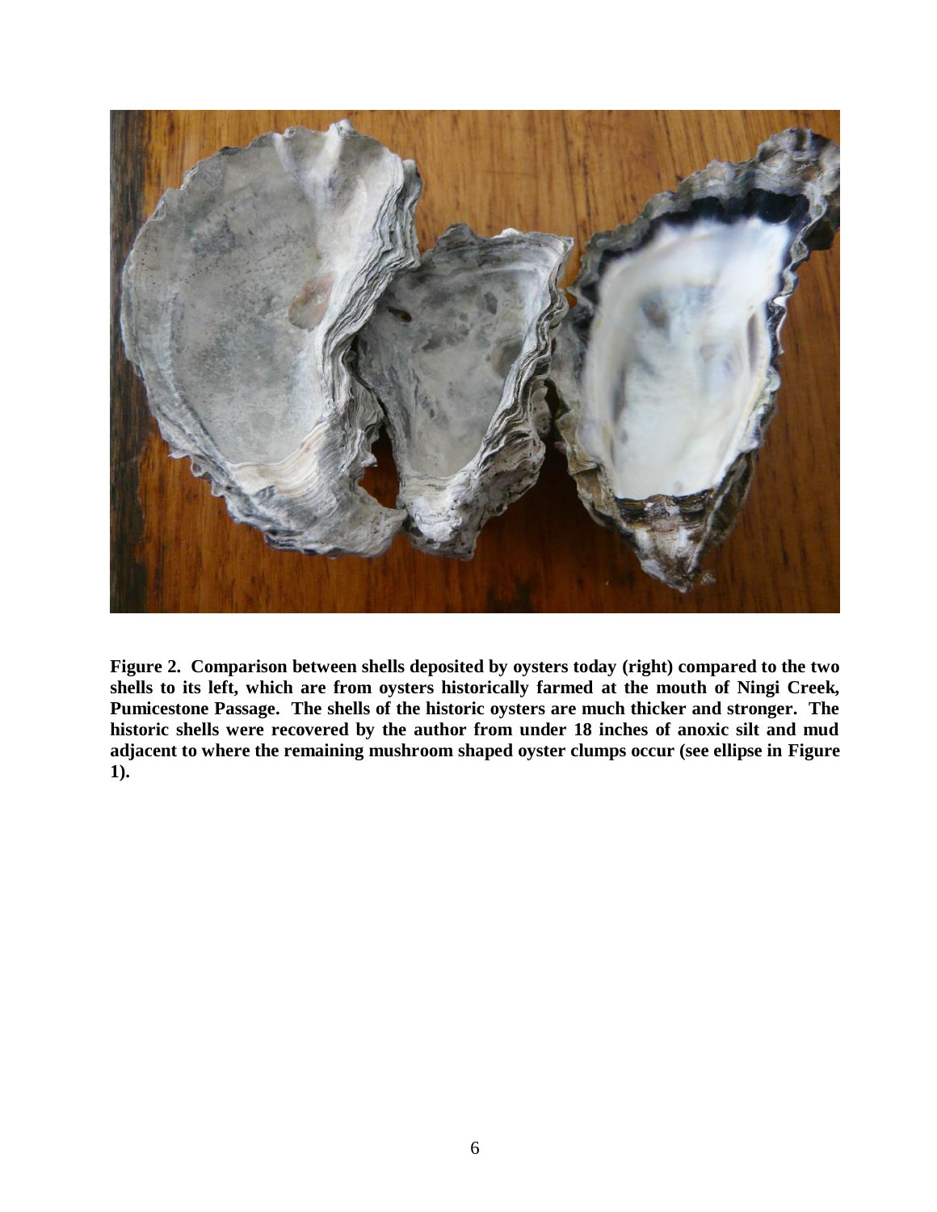**Figure 2. Comparison between shells deposited by oysters today (right) compared to the two shells to its left, which are from oysters historically farmed at the mouth of Ningi Creek, Pumicestone Passage. The shells of the historic oysters are much thicker and stronger. The historic shells were recovered by the author from under 18 inches of anoxic silt and mud adjacent to where the remaining mushroom shaped oyster clumps occur (see ellipse in Figure 1).**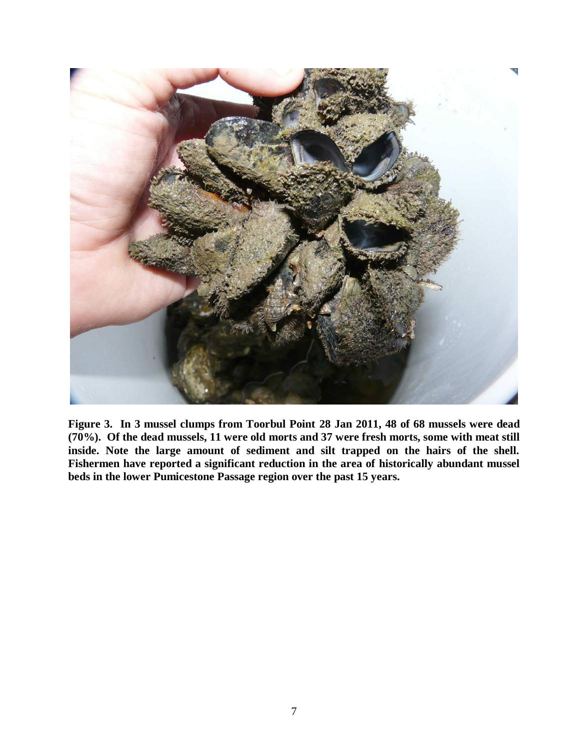**Figure 3. In 3 mussel clumps from Toorbul Point 28 Jan 2011, 48 of 68 mussels were dead (70%). Of the dead mussels, 11 were old morts and 37 were fresh morts, some with meat still inside. Note the large amount of sediment and silt trapped on the hairs of the shell. Fishermen have reported a significant reduction in the area of historically abundant mussel beds in the lower Pumicestone Passage region over the past 15 years.**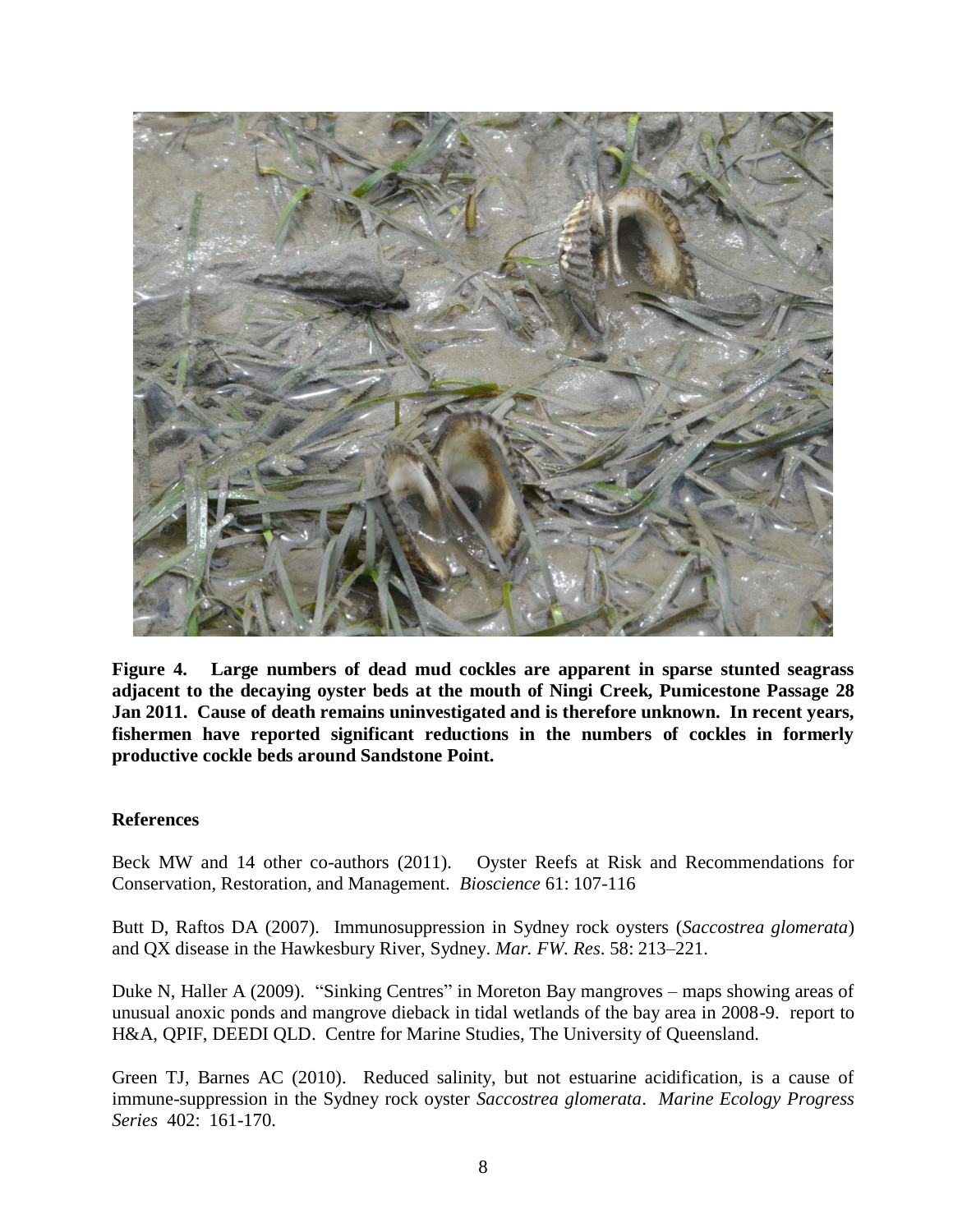**Figure 4. Large numbers of dead mud cockles are apparent in sparse stunted seagrass adjacent to the decaying oyster beds at the mouth of Ningi Creek, Pumicestone Passage 28 Jan 2011. Cause of death remains uninvestigated and is therefore unknown. In recent years, fishermen have reported significant reductions in the numbers of cockles in formerly productive cockle beds around Sandstone Point.**

## References

Beck MW and 14 other co-authors (2011). Oyster Reefs at Risk and Recommendations for Conservation, Restoration, and Management. *Bioscience* 61: 107-116

Butt D, Raftos DA (2007). Immunosuppression in Sydney rock oysters (*Saccostrea glomerata*) and QX disease in the Hawkesbury River, Sydney. *Mar. FW. Res*. 58: 213–221.

Duke N, Haller A (2009). "Sinking Centres" in Moreton Bay mangroves – maps showing areas of unusual anoxic ponds and mangrove dieback in tidal wetlands of the bay area in 2008-9. report to H&A, QPIF, DEEDI QLD. Centre for Marine Studies, The University of Queensland.

Green TJ, Barnes AC (2010). Reduced salinity, but not estuarine acidification, is a cause of immune-suppression in the Sydney rock oyster *Saccostrea glomerata*. *Marine Ecology Progress Series* 402: 161-170.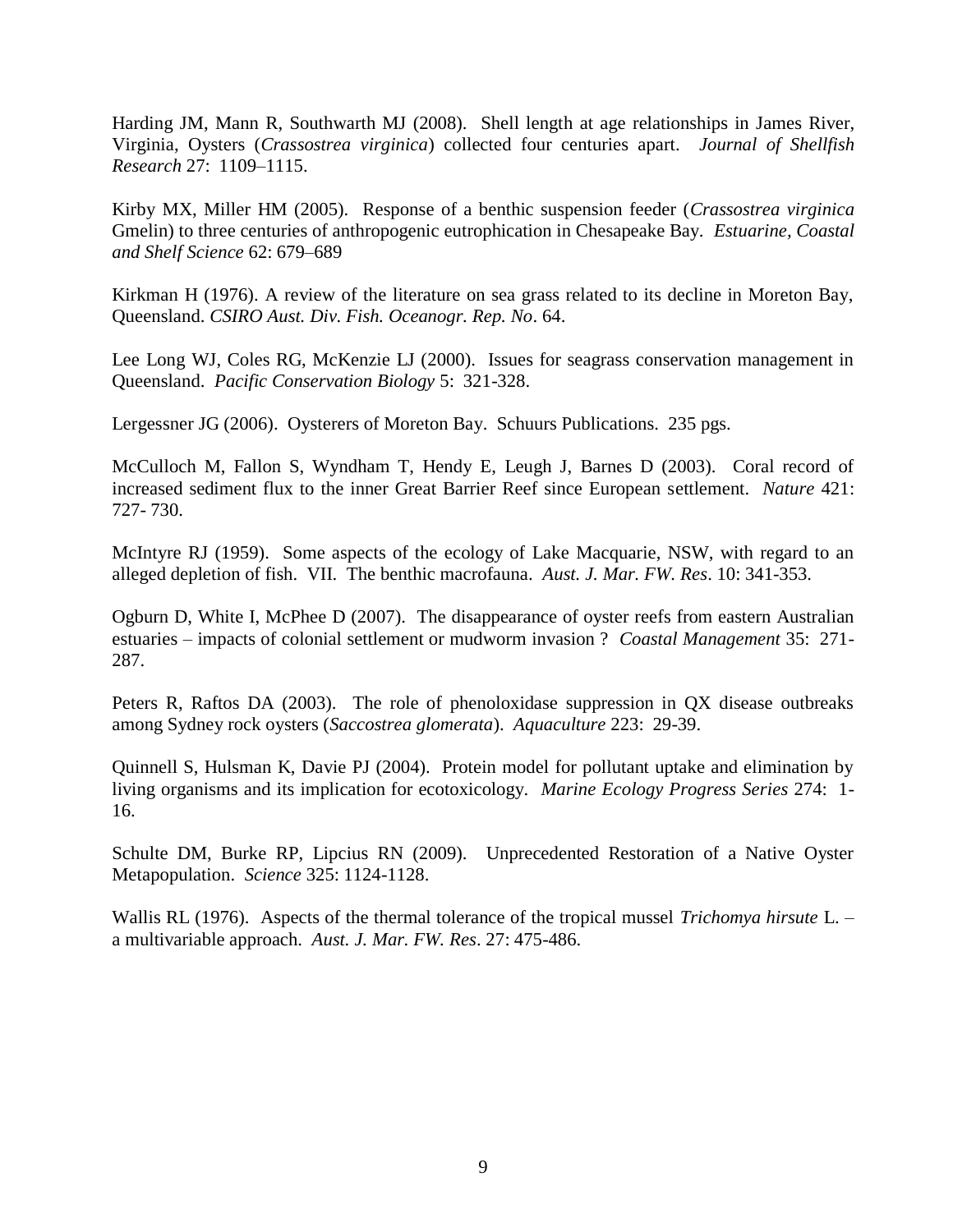Harding JM, Mann R, Southwarth MJ (2008). Shell length at age relationships in James River, Virginia, Oysters (*Crassostrea virginica*) collected four centuries apart. *Journal of Shellfish Research* 27: 1109–1115.

Kirby MX, Miller HM (2005). Response of a benthic suspension feeder (*Crassostrea virginica* Gmelin) to three centuries of anthropogenic eutrophication in Chesapeake Bay. *Estuarine, Coastal and Shelf Science* 62: 679–689

Kirkman H (1976). A review of the literature on sea grass related to its decline in Moreton Bay, Queensland. *CSIRO Aust. Div. Fish. Oceanogr. Rep. No*. 64.

Lee Long WJ, Coles RG, McKenzie LJ (2000). Issues for seagrass conservation management in Queensland. *Pacific Conservation Biology* 5: 321-328.

Lergessner JG (2006). Oysterers of Moreton Bay. Schuurs Publications. 235 pgs.

McCulloch M, Fallon S, Wyndham T, Hendy E, Leugh J, Barnes D (2003). Coral record of increased sediment flux to the inner Great Barrier Reef since European settlement. *Nature* 421: 727- 730.

McIntyre RJ (1959). Some aspects of the ecology of Lake Macquarie, NSW, with regard to an alleged depletion of fish. VII. The benthic macrofauna. *Aust. J. Mar. FW. Res*. 10: 341-353.

Ogburn D, White I, McPhee D (2007). The disappearance of oyster reefs from eastern Australian estuaries – impacts of colonial settlement or mudworm invasion ? *Coastal Management* 35: 271-287.

Peters R, Raftos DA (2003). The role of phenoloxidase suppression in QX disease outbreaks among Sydney rock oysters (*Saccostrea glomerata*). *Aquaculture* 223: 29-39.

Quinnell S, Hulsman K, Davie PJ (2004). Protein model for pollutant uptake and elimination by living organisms and its implication for ecotoxicology. *Marine Ecology Progress Series* 274: 1-16.

Schulte DM, Burke RP, Lipcius RN (2009). Unprecedented Restoration of a Native Oyster Metapopulation. *Science* 325: 1124-1128.

Wallis RL (1976). Aspects of the thermal tolerance of the tropical mussel *Trichomya hirsute* L. – a multivariable approach. *Aust. J. Mar. FW. Res*. 27: 475-486.